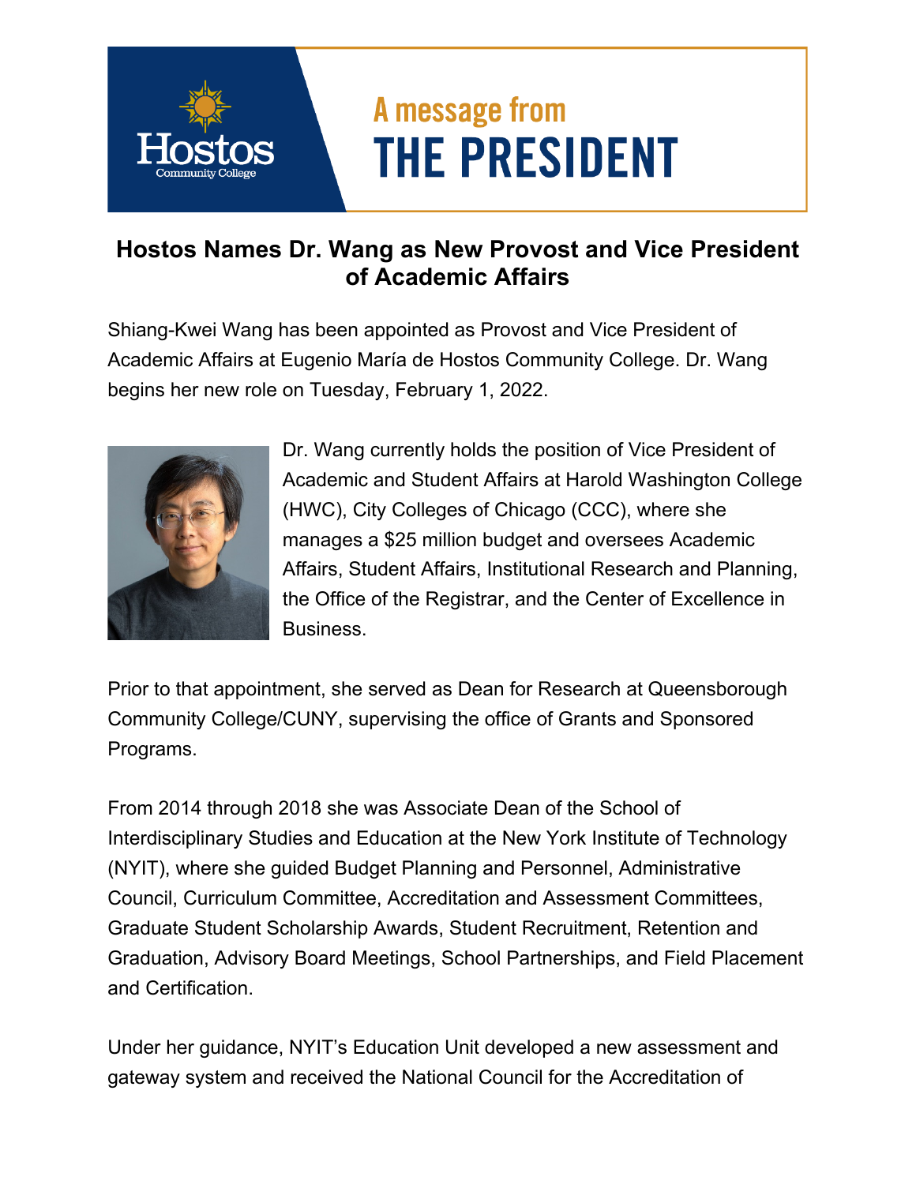A message from

# THE PRESIDENT

## Hostos Names Dr. Wang as New Provost and Vice President of Academic Affairs

Shiang-Kwei Wang has been appointed as Provost and Vice President of Academic Affairs at Eugenio María de Hostos Community College. Dr. Wang begins her new role on Tuesday, February 1, 2022.

Dr. Wang currently holds the position of Vice President of Academic and Student Affairs at Harold Washington College (HWC), City Colleges of Chicago (CCC), where she manages a $25 million budget and oversees Academic Affairs, Student Affairs, Institutional Research and Planning, the Office of the Registrar, and the Center of Excellence in Business.

Prior to that appointment, she served as Dean for Research at Queensborough Community College/CUNY, supervising the office of Grants and Sponsored Programs.

From 2014 through 2018 she was Associate Dean of the School of Interdisciplinary Studies and Education at the New York Institute of Technology (NYIT), where she guided Budget Planning and Personnel, Administrative Council, Curriculum Committee, Accreditation and Assessment Committees, Graduate Student Scholarship Awards, Student Recruitment, Retention and Graduation, Advisory Board Meetings, School Partnerships, and Field Placement and Certification.

Under her guidance, NYIT's Education Unit developed a new assessment and gateway system and received the National Council for the Accreditation of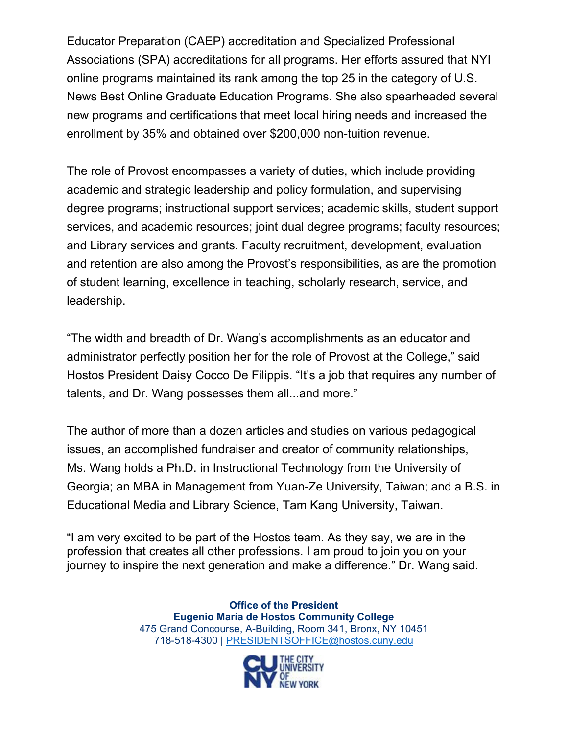Educator Preparation (CAEP) accreditation and Specialized Professional Associations (SPA) accreditations for all programs. Her efforts assured that NYI online programs maintained its rank among the top 25 in the category of U.S. News Best Online Graduate Education Programs. She also spearheaded several new programs and certifications that meet local hiring needs and increased the enrollment by 35% and obtained over $200,000 non-tuition revenue.

The role of Provost encompasses a variety of duties, which include providing academic and strategic leadership and policy formulation, and supervising degree programs; instructional support services; academic skills, student support services, and academic resources; joint dual degree programs; faculty resources; and Library services and grants. Faculty recruitment, development, evaluation and retention are also among the Provost's responsibilities, as are the promotion of student learning, excellence in teaching, scholarly research, service, and leadership.

"The width and breadth of Dr. Wang's accomplishments as an educator and administrator perfectly position her for the role of Provost at the College," said Hostos President Daisy Cocco De Filippis. "It's a job that requires any number of talents, and Dr. Wang possesses them all...and more."

The author of more than a dozen articles and studies on various pedagogical issues, an accomplished fundraiser and creator of community relationships, Ms. Wang holds a Ph.D. in Instructional Technology from the University of Georgia; an MBA in Management from Yuan-Ze University, Taiwan; and a B.S. in Educational Media and Library Science, Tam Kang University, Taiwan.

"I am very excited to be part of the Hostos team. As they say, we are in the profession that creates all other professions. I am proud to join you on your journey to inspire the next generation and make a difference." Dr. Wang said.

**Office of the President**
**Eugenio María de Hostos Community College**
475 Grand Concourse, A-Building, Room 341, Bronx, NY 10451
718-518-4300 | PRESIDENTSOFFICE@hostos.cuny.edu

THE CITY UNIVERSITY OF NEW YORK